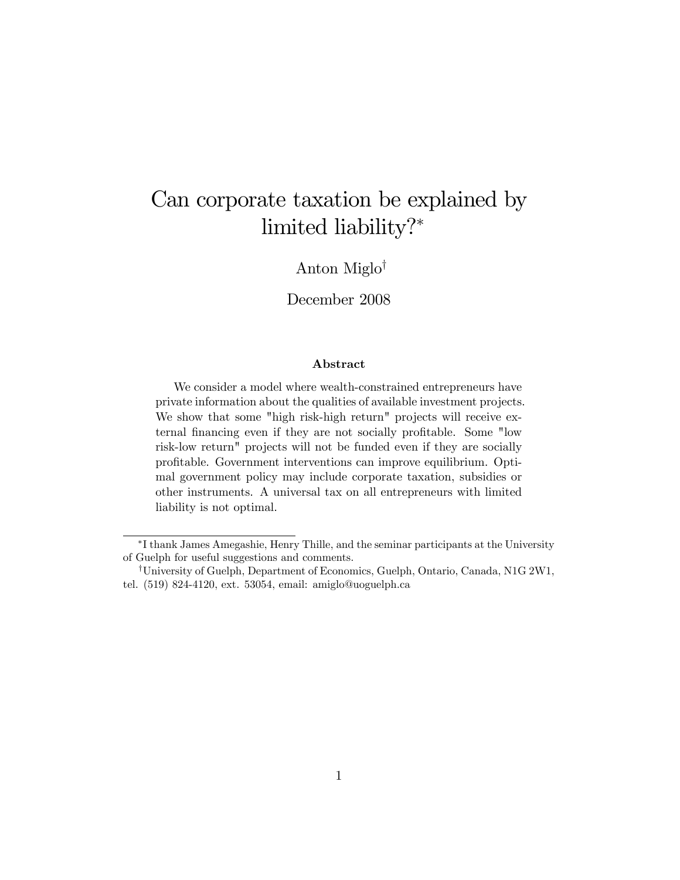# Can corporate taxation be explained by limited liability?*

Anton Miglo[†]

December 2008

## Abstract

We consider a model where wealth-constrained entrepreneurs have private information about the qualities of available investment projects. We show that some "high risk-high return" projects will receive external financing even if they are not socially profitable. Some "low risk-low return" projects will not be funded even if they are socially profitable. Government interventions can improve equilibrium. Optimal government policy may include corporate taxation, subsidies or other instruments. A universal tax on all entrepreneurs with limited liability is not optimal.

---

*I thank James Amegashie, Henry Thille, and the seminar participants at the University of Guelph for useful suggestions and comments.

[†]University of Guelph, Department of Economics, Guelph, Ontario, Canada, N1G 2W1, tel. (519) 824-4120, ext. 53054, email: amiglo@uoguelph.ca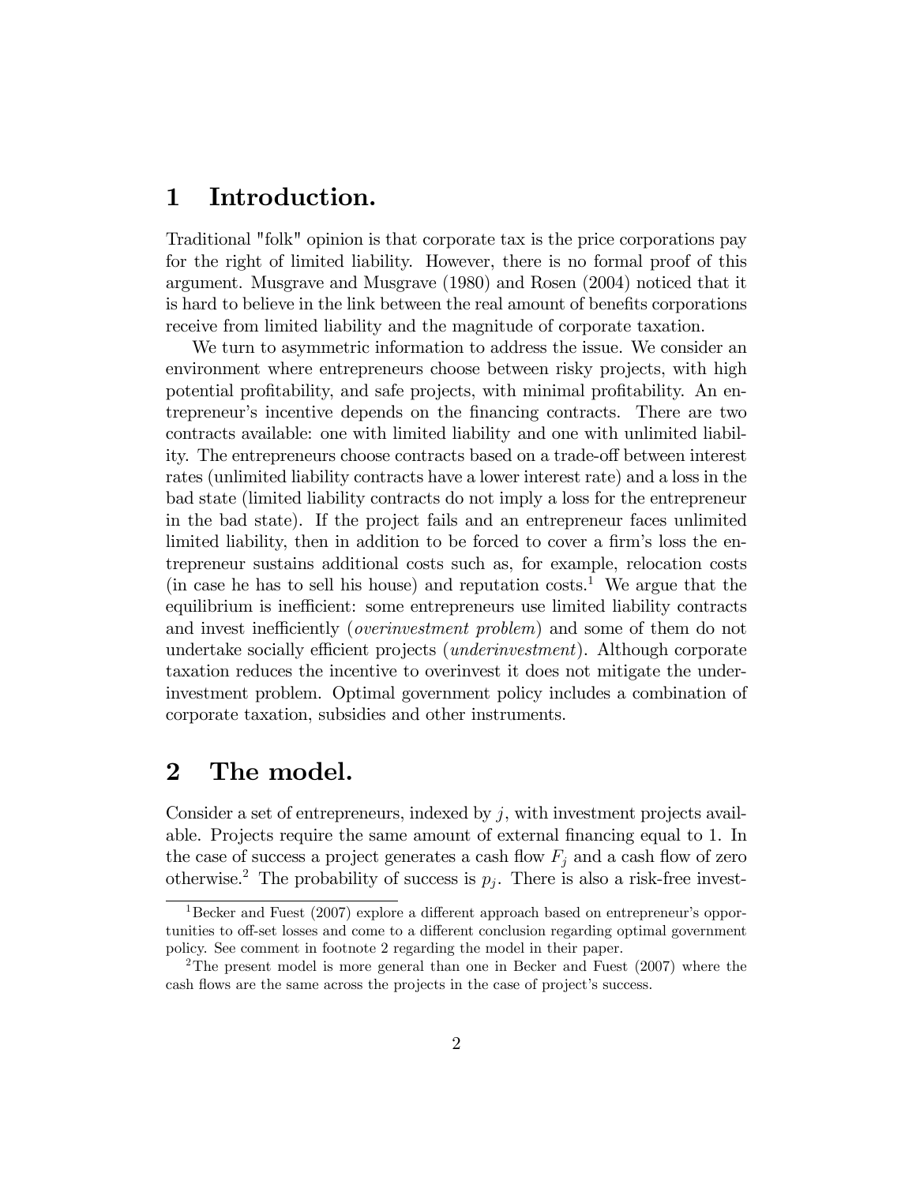# 1 Introduction.

Traditional "folk" opinion is that corporate tax is the price corporations pay for the right of limited liability. However, there is no formal proof of this argument. Musgrave and Musgrave (1980) and Rosen (2004) noticed that it is hard to believe in the link between the real amount of benefits corporations receive from limited liability and the magnitude of corporate taxation.

We turn to asymmetric information to address the issue. We consider an environment where entrepreneurs choose between risky projects, with high potential profitability, and safe projects, with minimal profitability. An entrepreneur's incentive depends on the financing contracts. There are two contracts available: one with limited liability and one with unlimited liability. The entrepreneurs choose contracts based on a trade-off between interest rates (unlimited liability contracts have a lower interest rate) and a loss in the bad state (limited liability contracts do not imply a loss for the entrepreneur in the bad state). If the project fails and an entrepreneur faces unlimited limited liability, then in addition to be forced to cover a firm's loss the entrepreneur sustains additional costs such as, for example, relocation costs (in case he has to sell his house) and reputation costs.[1] We argue that the equilibrium is inefficient: some entrepreneurs use limited liability contracts and invest inefficiently (*overinvestment problem*) and some of them do not undertake socially efficient projects (*underinvestment*). Although corporate taxation reduces the incentive to overinvest it does not mitigate the underinvestment problem. Optimal government policy includes a combination of corporate taxation, subsidies and other instruments.

# 2 The model.

Consider a set of entrepreneurs, indexed by $j$, with investment projects available. Projects require the same amount of external financing equal to 1. In the case of success a project generates a cash flow $F_j$ and a cash flow of zero otherwise.[2] The probability of success is $p_j$. There is also a risk-free invest-

[1] Becker and Fuest (2007) explore a different approach based on entrepreneur's opportunities to off-set losses and come to a different conclusion regarding optimal government policy. See comment in footnote 2 regarding the model in their paper.

[2] The present model is more general than one in Becker and Fuest (2007) where the cash flows are the same across the projects in the case of project's success.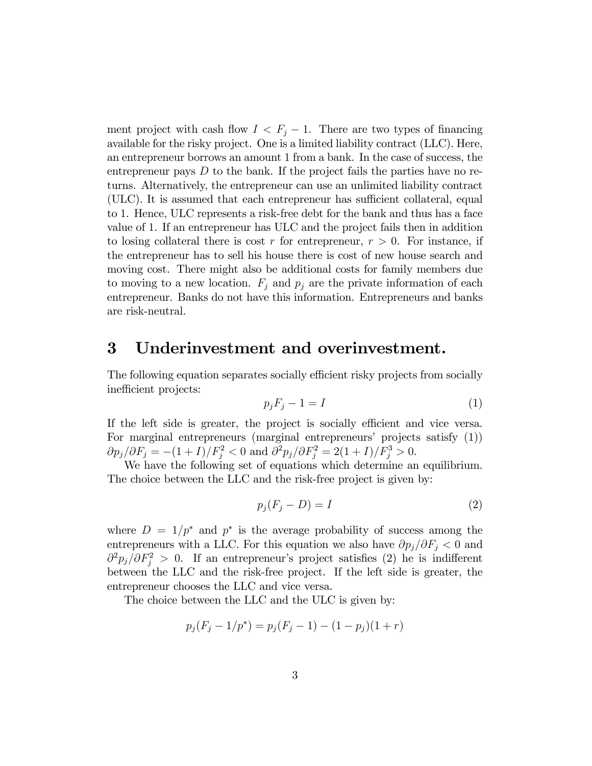ment project with cash flow $I < F_j - 1$. There are two types of financing available for the risky project. One is a limited liability contract (LLC). Here, an entrepreneur borrows an amount 1 from a bank. In the case of success, the entrepreneur pays $D$ to the bank. If the project fails the parties have no returns. Alternatively, the entrepreneur can use an unlimited liability contract (ULC). It is assumed that each entrepreneur has sufficient collateral, equal to 1. Hence, ULC represents a risk-free debt for the bank and thus has a face value of 1. If an entrepreneur has ULC and the project fails then in addition to losing collateral there is cost $r$ for entrepreneur, $r > 0$. For instance, if the entrepreneur has to sell his house there is cost of new house search and moving cost. There might also be additional costs for family members due to moving to a new location. $F_j$ and $p_j$ are the private information of each entrepreneur. Banks do not have this information. Entrepreneurs and banks are risk-neutral.

# 3 Underinvestment and overinvestment.

The following equation separates socially efficient risky projects from socially inefficient projects:

$$p_j F_j - 1 = I \tag{1}$$

If the left side is greater, the project is socially efficient and vice versa. For marginal entrepreneurs (marginal entrepreneurs' projects satisfy (1)) $\partial p_j / \partial F_j = -(1+I)/F_j^2 < 0$ and $\partial^2 p_j / \partial F_j^2 = 2(1+I)/F_j^3 > 0$.

We have the following set of equations which determine an equilibrium. The choice between the LLC and the risk-free project is given by:

$$p_j(F_j - D) = I \tag{2}$$

where $D = 1/p^*$ and $p^*$ is the average probability of success among the entrepreneurs with a LLC. For this equation we also have $\partial p_j / \partial F_j < 0$ and $\partial^2 p_j / \partial F_j^2 > 0$. If an entrepreneur's project satisfies (2) he is indifferent between the LLC and the risk-free project. If the left side is greater, the entrepreneur chooses the LLC and vice versa.

The choice between the LLC and the ULC is given by:

$$p_j(F_j - 1/p^*) = p_j(F_j - 1) - (1 - p_j)(1 + r)$$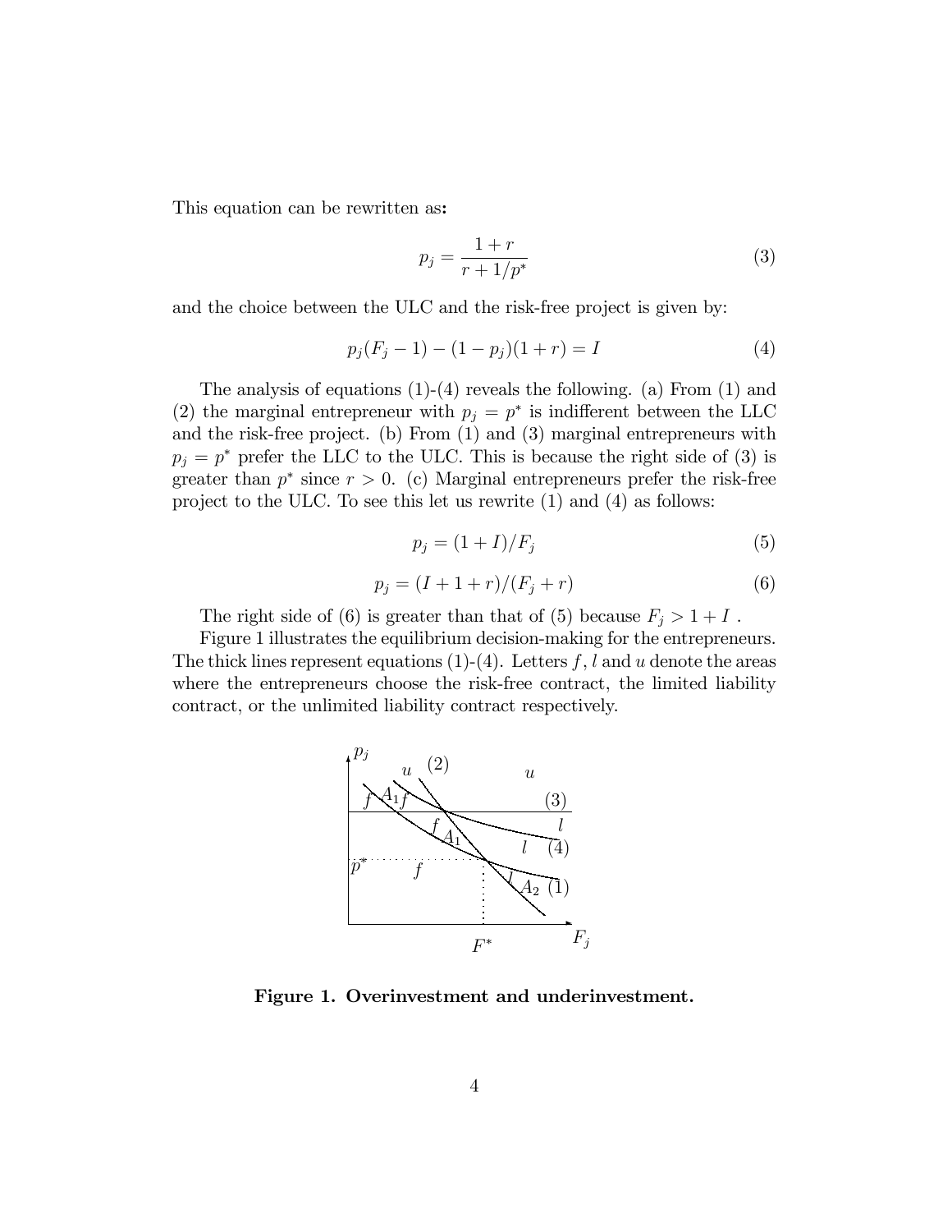This equation can be rewritten as**:**

$$p_j = \frac{1+r}{r+1/p^*} \tag{3}$$

and the choice between the ULC and the risk-free project is given by:

$$p_j(F_j - 1) - (1-p_j)(1+r) = I \tag{4}$$

The analysis of equations (1)-(4) reveals the following. (a) From (1) and (2) the marginal entrepreneur with $p_j = p^*$ is indifferent between the LLC and the risk-free project. (b) From (1) and (3) marginal entrepreneurs with $p_j = p^*$ prefer the LLC to the ULC. This is because the right side of (3) is greater than $p^*$ since $r > 0$. (c) Marginal entrepreneurs prefer the risk-free project to the ULC. To see this let us rewrite (1) and (4) as follows:

$$p_j = (1+I)/F_j \tag{5}$$

$$p_j = (I+1+r)/(F_j+r) \tag{6}$$

The right side of (6) is greater than that of (5) because $F_j > 1+I$ .

Figure 1 illustrates the equilibrium decision-making for the entrepreneurs. The thick lines represent equations (1)-(4). Letters $f$, $l$ and $u$ denote the areas where the entrepreneurs choose the risk-free contract, the limited liability contract, or the unlimited liability contract respectively.

**Figure 1. Overinvestment and underinvestment.**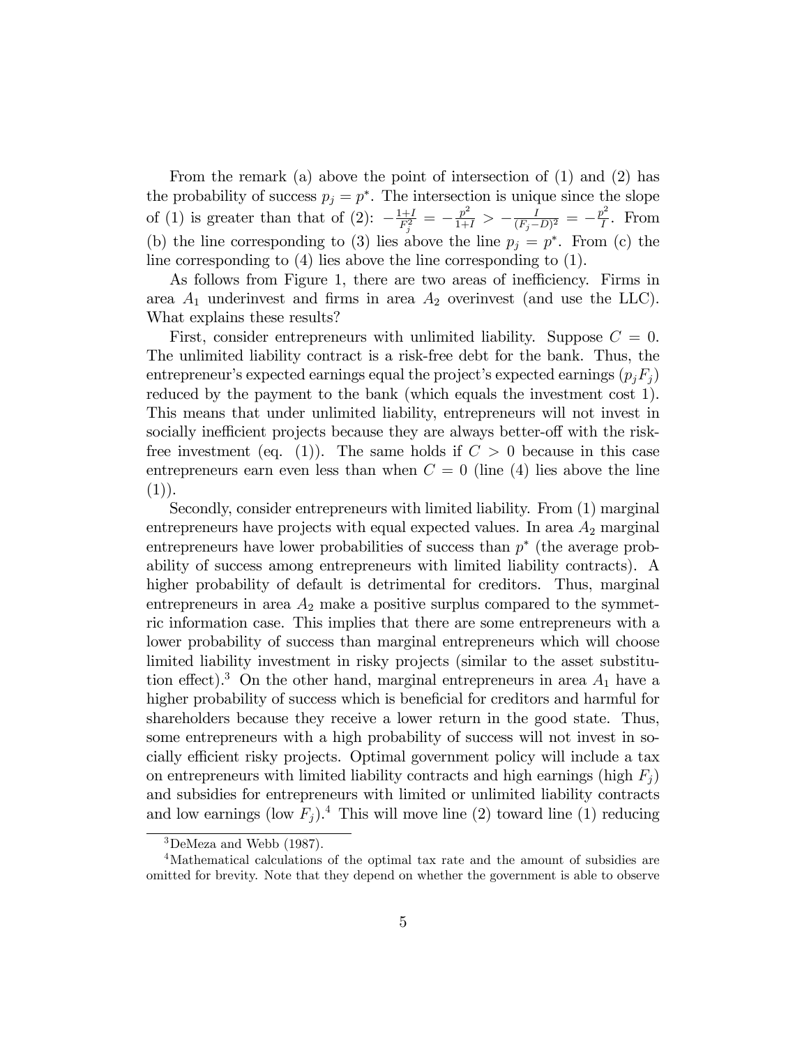From the remark (a) above the point of intersection of (1) and (2) has the probability of success $p_j = p^*$. The intersection is unique since the slope of (1) is greater than that of (2): $-\frac{1+I}{F_j^2} = -\frac{p^2}{1+I} > -\frac{I}{(F_j-D)^2} = -\frac{p^2}{I}$. From (b) the line corresponding to (3) lies above the line $p_j = p^*$. From (c) the line corresponding to (4) lies above the line corresponding to (1).

As follows from Figure 1, there are two areas of inefficiency. Firms in area $A_1$ underinvest and firms in area $A_2$ overinvest (and use the LLC). What explains these results?

First, consider entrepreneurs with unlimited liability. Suppose $C = 0$. The unlimited liability contract is a risk-free debt for the bank. Thus, the entrepreneur's expected earnings equal the project's expected earnings ($p_j F_j$) reduced by the payment to the bank (which equals the investment cost 1). This means that under unlimited liability, entrepreneurs will not invest in socially inefficient projects because they are always better-off with the risk-free investment (eq. (1)). The same holds if $C > 0$ because in this case entrepreneurs earn even less than when $C = 0$ (line (4) lies above the line (1)).

Secondly, consider entrepreneurs with limited liability. From (1) marginal entrepreneurs have projects with equal expected values. In area $A_2$ marginal entrepreneurs have lower probabilities of success than $p^*$ (the average probability of success among entrepreneurs with limited liability contracts). A higher probability of default is detrimental for creditors. Thus, marginal entrepreneurs in area $A_2$ make a positive surplus compared to the symmetric information case. This implies that there are some entrepreneurs with a lower probability of success than marginal entrepreneurs which will choose limited liability investment in risky projects (similar to the asset substitution effect).[3] On the other hand, marginal entrepreneurs in area $A_1$ have a higher probability of success which is beneficial for creditors and harmful for shareholders because they receive a lower return in the good state. Thus, some entrepreneurs with a high probability of success will not invest in socially efficient risky projects. Optimal government policy will include a tax on entrepreneurs with limited liability contracts and high earnings (high $F_j$) and subsidies for entrepreneurs with limited or unlimited liability contracts and low earnings (low $F_j$).[4] This will move line (2) toward line (1) reducing

[3] DeMeza and Webb (1987).

[4] Mathematical calculations of the optimal tax rate and the amount of subsidies are omitted for brevity. Note that they depend on whether the government is able to observe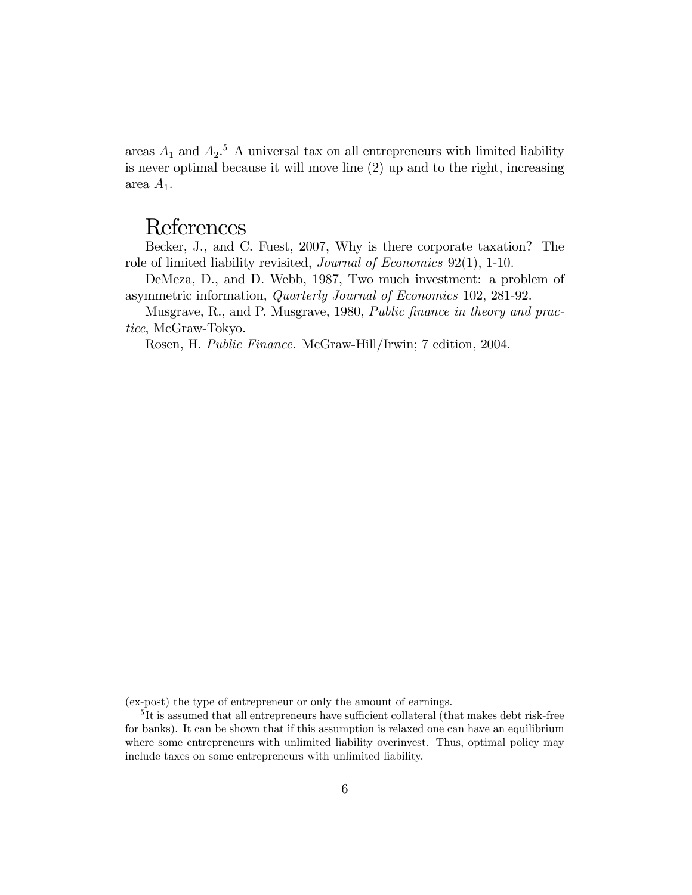areas $A_1$ and $A_2$.[5] A universal tax on all entrepreneurs with limited liability is never optimal because it will move line (2) up and to the right, increasing area $A_1$.

# References

Becker, J., and C. Fuest, 2007, Why is there corporate taxation? The role of limited liability revisited, *Journal of Economics* 92(1), 1-10.

DeMeza, D., and D. Webb, 1987, Two much investment: a problem of asymmetric information, *Quarterly Journal of Economics* 102, 281-92.

Musgrave, R., and P. Musgrave, 1980, *Public finance in theory and practice*, McGraw-Tokyo.

Rosen, H. *Public Finance.* McGraw-Hill/Irwin; 7 edition, 2004.

---

(ex-post) the type of entrepreneur or only the amount of earnings.

[5] It is assumed that all entrepreneurs have sufficient collateral (that makes debt risk-free for banks). It can be shown that if this assumption is relaxed one can have an equilibrium where some entrepreneurs with unlimited liability overinvest. Thus, optimal policy may include taxes on some entrepreneurs with unlimited liability.